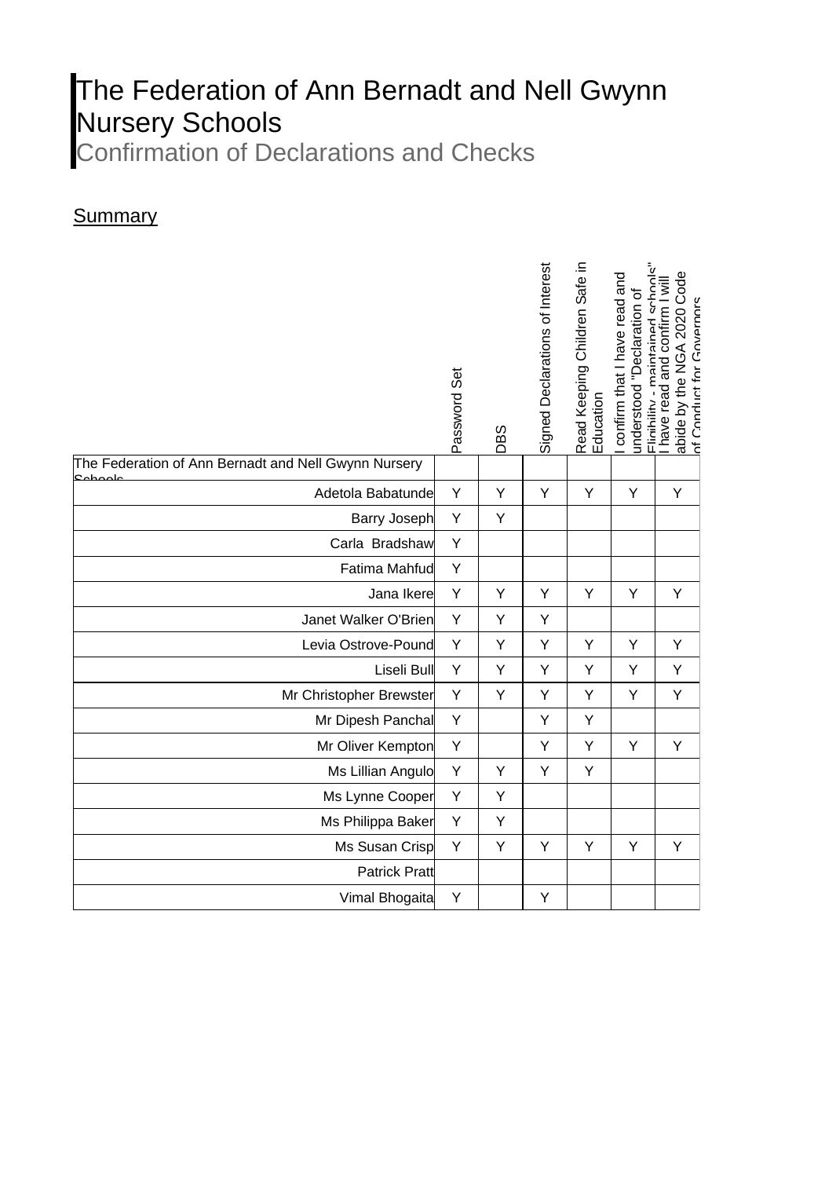# The Federation of Ann Bernadt and Nell Gwynn Nursery Schools

## Confirmation of Declarations and Checks

<u>Summary</u>

| | Password Set | DBS | Signed Declarations of Interest | Read Keeping Children Safe in Education | I confirm that I have read and understood "Declaration of Eligibility - maintained schools" | I have read and confirm I will abide by the NGA 2020 Code of Conduct for Governors |
|---|---|---|---|---|---|---|
| The Federation of Ann Bernadt and Nell Gwynn Nursery Schools | | | | | | |
| Adetola Babatunde | Y | Y | Y | Y | Y | Y |
| Barry Joseph | Y | Y | | | | |
| Carla Bradshaw | Y | | | | | |
| Fatima Mahfud | Y | | | | | |
| Jana Ikere | Y | Y | Y | Y | Y | Y |
| Janet Walker O'Brien | Y | Y | Y | | | |
| Levia Ostrove-Pound | Y | Y | Y | Y | Y | Y |
| Liseli Bull | Y | Y | Y | Y | Y | Y |
| Mr Christopher Brewster | Y | Y | Y | Y | Y | Y |
| Mr Dipesh Panchal | Y | | Y | Y | | |
| Mr Oliver Kempton | Y | | Y | Y | Y | Y |
| Ms Lillian Angulo | Y | Y | Y | Y | | |
| Ms Lynne Cooper | Y | Y | | | | |
| Ms Philippa Baker | Y | Y | | | | |
| Ms Susan Crisp | Y | Y | Y | Y | Y | Y |
| Patrick Pratt | | | | | | |
| Vimal Bhogaita | Y | | Y | | | |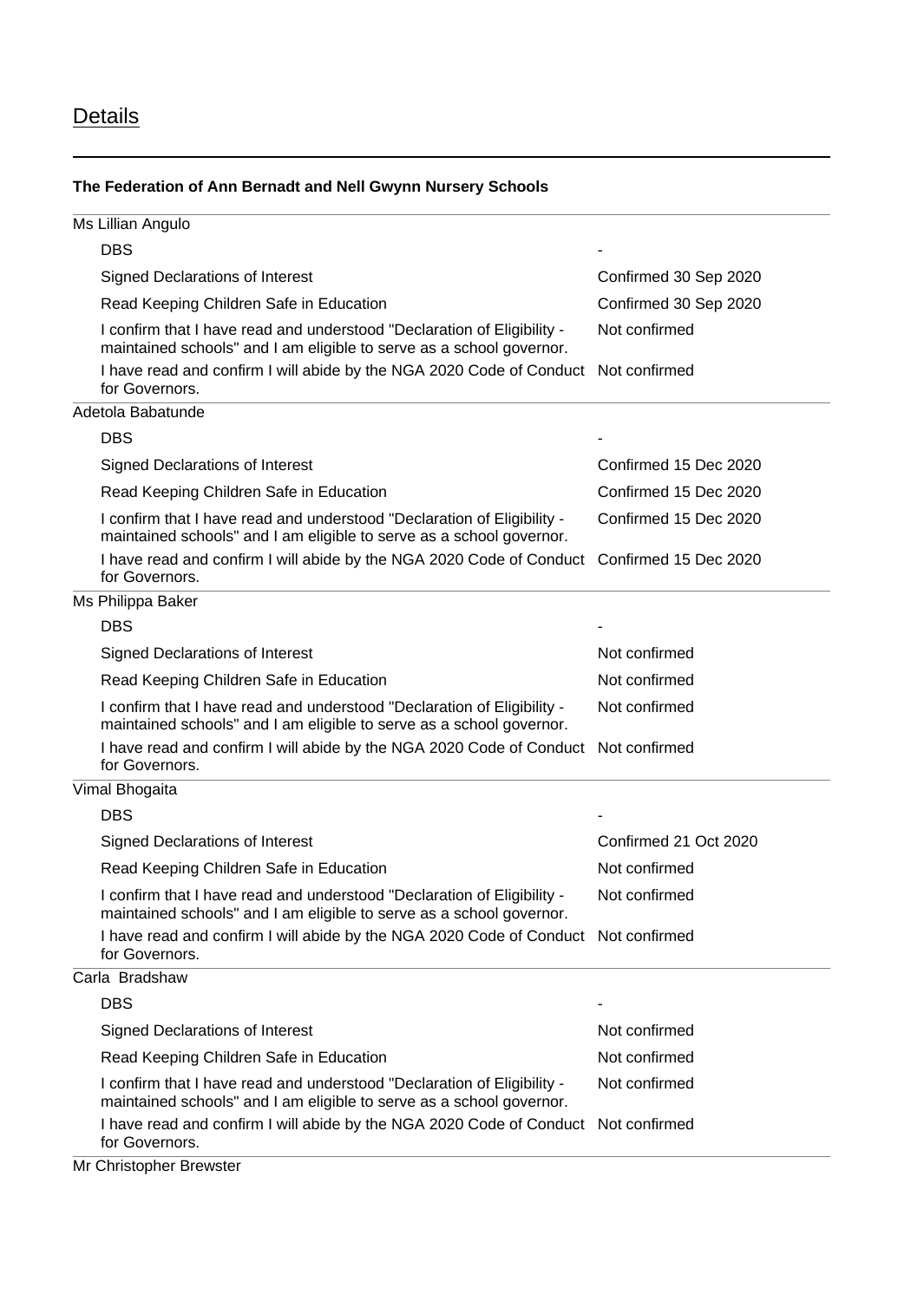## Details

**The Federation of Ann Bernadt and Nell Gwynn Nursery Schools**

| | |
|---|---|
| **Ms Lillian Angulo** | |
| DBS | - |
| Signed Declarations of Interest | Confirmed 30 Sep 2020 |
| Read Keeping Children Safe in Education | Confirmed 30 Sep 2020 |
| I confirm that I have read and understood "Declaration of Eligibility - maintained schools" and I am eligible to serve as a school governor. | Not confirmed |
| I have read and confirm I will abide by the NGA 2020 Code of Conduct for Governors. | Not confirmed |
| **Adetola Babatunde** | |
| DBS | - |
| Signed Declarations of Interest | Confirmed 15 Dec 2020 |
| Read Keeping Children Safe in Education | Confirmed 15 Dec 2020 |
| I confirm that I have read and understood "Declaration of Eligibility - maintained schools" and I am eligible to serve as a school governor. | Confirmed 15 Dec 2020 |
| I have read and confirm I will abide by the NGA 2020 Code of Conduct for Governors. | Confirmed 15 Dec 2020 |
| **Ms Philippa Baker** | |
| DBS | - |
| Signed Declarations of Interest | Not confirmed |
| Read Keeping Children Safe in Education | Not confirmed |
| I confirm that I have read and understood "Declaration of Eligibility - maintained schools" and I am eligible to serve as a school governor. | Not confirmed |
| I have read and confirm I will abide by the NGA 2020 Code of Conduct for Governors. | Not confirmed |
| **Vimal Bhogaita** | |
| DBS | - |
| Signed Declarations of Interest | Confirmed 21 Oct 2020 |
| Read Keeping Children Safe in Education | Not confirmed |
| I confirm that I have read and understood "Declaration of Eligibility - maintained schools" and I am eligible to serve as a school governor. | Not confirmed |
| I have read and confirm I will abide by the NGA 2020 Code of Conduct for Governors. | Not confirmed |
| **Carla Bradshaw** | |
| DBS | - |
| Signed Declarations of Interest | Not confirmed |
| Read Keeping Children Safe in Education | Not confirmed |
| I confirm that I have read and understood "Declaration of Eligibility - maintained schools" and I am eligible to serve as a school governor. | Not confirmed |
| I have read and confirm I will abide by the NGA 2020 Code of Conduct for Governors. | Not confirmed |
| **Mr Christopher Brewster** | |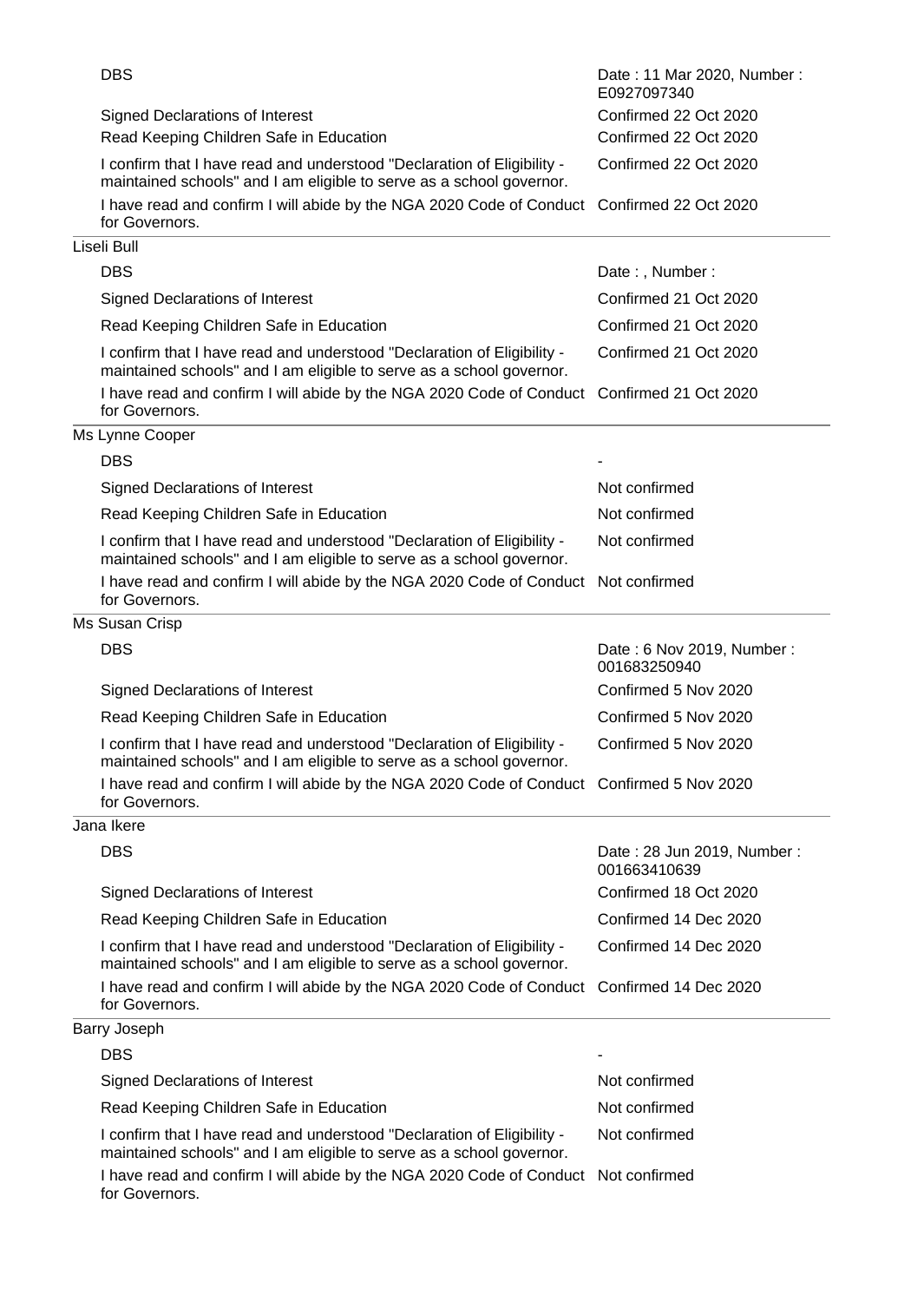| | |
|---|---|
| DBS | Date : 11 Mar 2020, Number : E0927097340 |
| Signed Declarations of Interest | Confirmed 22 Oct 2020 |
| Read Keeping Children Safe in Education | Confirmed 22 Oct 2020 |
| I confirm that I have read and understood "Declaration of Eligibility - maintained schools" and I am eligible to serve as a school governor. | Confirmed 22 Oct 2020 |
| I have read and confirm I will abide by the NGA 2020 Code of Conduct for Governors. | Confirmed 22 Oct 2020 |

**Liseli Bull**

| | |
|---|---|
| DBS | Date : , Number : |
| Signed Declarations of Interest | Confirmed 21 Oct 2020 |
| Read Keeping Children Safe in Education | Confirmed 21 Oct 2020 |
| I confirm that I have read and understood "Declaration of Eligibility - maintained schools" and I am eligible to serve as a school governor. | Confirmed 21 Oct 2020 |
| I have read and confirm I will abide by the NGA 2020 Code of Conduct for Governors. | Confirmed 21 Oct 2020 |

**Ms Lynne Cooper**

| | |
|---|---|
| DBS | - |
| Signed Declarations of Interest | Not confirmed |
| Read Keeping Children Safe in Education | Not confirmed |
| I confirm that I have read and understood "Declaration of Eligibility - maintained schools" and I am eligible to serve as a school governor. | Not confirmed |
| I have read and confirm I will abide by the NGA 2020 Code of Conduct for Governors. | Not confirmed |

**Ms Susan Crisp**

| | |
|---|---|
| DBS | Date : 6 Nov 2019, Number : 001683250940 |
| Signed Declarations of Interest | Confirmed 5 Nov 2020 |
| Read Keeping Children Safe in Education | Confirmed 5 Nov 2020 |
| I confirm that I have read and understood "Declaration of Eligibility - maintained schools" and I am eligible to serve as a school governor. | Confirmed 5 Nov 2020 |
| I have read and confirm I will abide by the NGA 2020 Code of Conduct for Governors. | Confirmed 5 Nov 2020 |

**Jana Ikere**

| | |
|---|---|
| DBS | Date : 28 Jun 2019, Number : 001663410639 |
| Signed Declarations of Interest | Confirmed 18 Oct 2020 |
| Read Keeping Children Safe in Education | Confirmed 14 Dec 2020 |
| I confirm that I have read and understood "Declaration of Eligibility - maintained schools" and I am eligible to serve as a school governor. | Confirmed 14 Dec 2020 |
| I have read and confirm I will abide by the NGA 2020 Code of Conduct for Governors. | Confirmed 14 Dec 2020 |

**Barry Joseph**

| | |
|---|---|
| DBS | - |
| Signed Declarations of Interest | Not confirmed |
| Read Keeping Children Safe in Education | Not confirmed |
| I confirm that I have read and understood "Declaration of Eligibility - maintained schools" and I am eligible to serve as a school governor. | Not confirmed |
| I have read and confirm I will abide by the NGA 2020 Code of Conduct for Governors. | Not confirmed |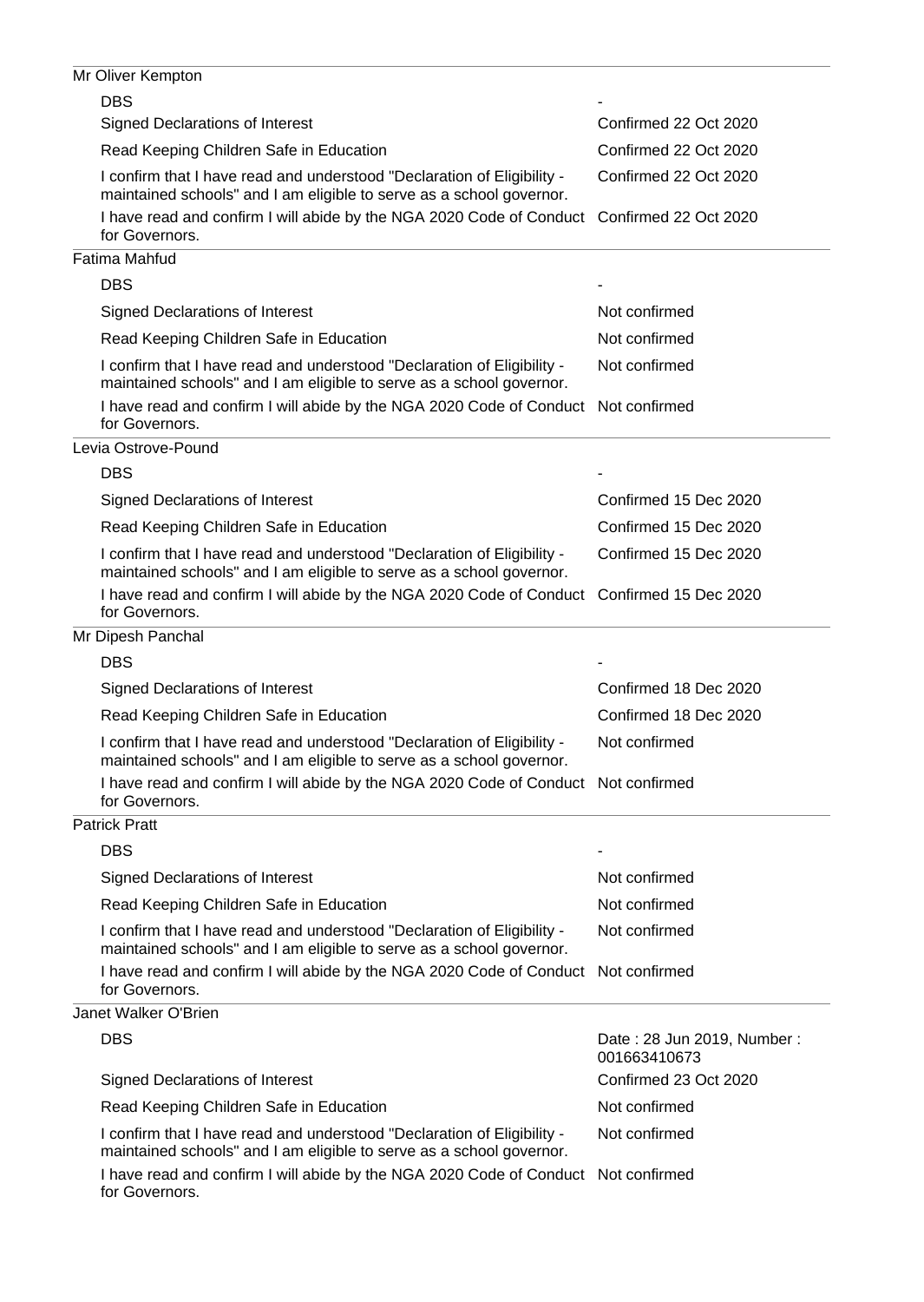| | |
|---|---|
| **Mr Oliver Kempton** | |
| DBS | - |
| Signed Declarations of Interest | Confirmed 22 Oct 2020 |
| Read Keeping Children Safe in Education | Confirmed 22 Oct 2020 |
| I confirm that I have read and understood "Declaration of Eligibility - maintained schools" and I am eligible to serve as a school governor. | Confirmed 22 Oct 2020 |
| I have read and confirm I will abide by the NGA 2020 Code of Conduct for Governors. | Confirmed 22 Oct 2020 |
| **Fatima Mahfud** | |
| DBS | - |
| Signed Declarations of Interest | Not confirmed |
| Read Keeping Children Safe in Education | Not confirmed |
| I confirm that I have read and understood "Declaration of Eligibility - maintained schools" and I am eligible to serve as a school governor. | Not confirmed |
| I have read and confirm I will abide by the NGA 2020 Code of Conduct for Governors. | Not confirmed |
| **Levia Ostrove-Pound** | |
| DBS | - |
| Signed Declarations of Interest | Confirmed 15 Dec 2020 |
| Read Keeping Children Safe in Education | Confirmed 15 Dec 2020 |
| I confirm that I have read and understood "Declaration of Eligibility - maintained schools" and I am eligible to serve as a school governor. | Confirmed 15 Dec 2020 |
| I have read and confirm I will abide by the NGA 2020 Code of Conduct for Governors. | Confirmed 15 Dec 2020 |
| **Mr Dipesh Panchal** | |
| DBS | - |
| Signed Declarations of Interest | Confirmed 18 Dec 2020 |
| Read Keeping Children Safe in Education | Confirmed 18 Dec 2020 |
| I confirm that I have read and understood "Declaration of Eligibility - maintained schools" and I am eligible to serve as a school governor. | Not confirmed |
| I have read and confirm I will abide by the NGA 2020 Code of Conduct for Governors. | Not confirmed |
| **Patrick Pratt** | |
| DBS | - |
| Signed Declarations of Interest | Not confirmed |
| Read Keeping Children Safe in Education | Not confirmed |
| I confirm that I have read and understood "Declaration of Eligibility - maintained schools" and I am eligible to serve as a school governor. | Not confirmed |
| I have read and confirm I will abide by the NGA 2020 Code of Conduct for Governors. | Not confirmed |
| **Janet Walker O'Brien** | |
| DBS | Date : 28 Jun 2019, Number : 001663410673 |
| Signed Declarations of Interest | Confirmed 23 Oct 2020 |
| Read Keeping Children Safe in Education | Not confirmed |
| I confirm that I have read and understood "Declaration of Eligibility - maintained schools" and I am eligible to serve as a school governor. | Not confirmed |
| I have read and confirm I will abide by the NGA 2020 Code of Conduct for Governors. | Not confirmed |